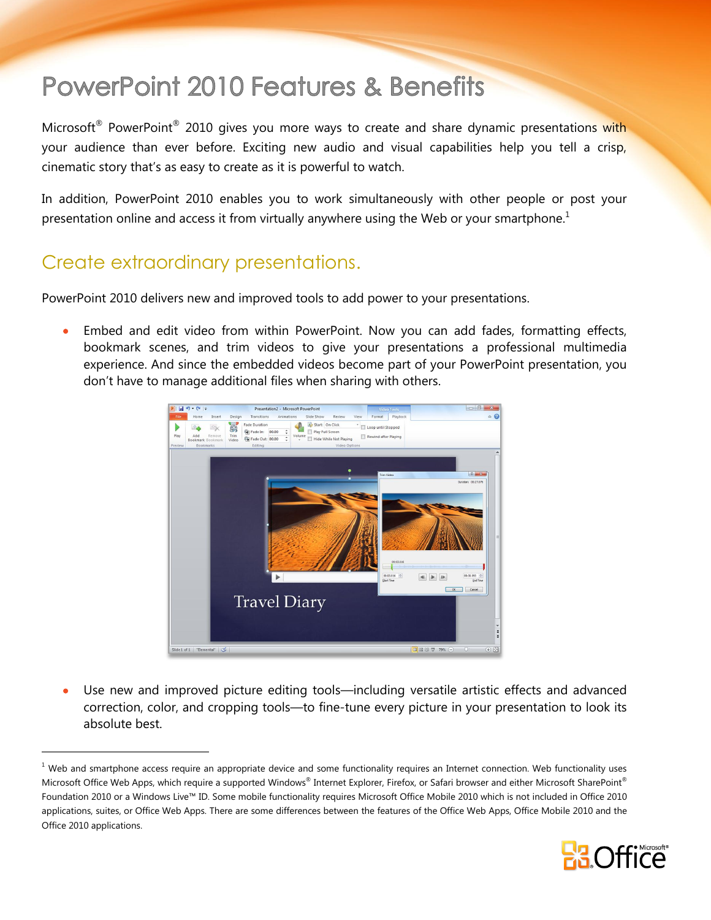# PowerPoint 2010 Features & Benefits

Microsoft® PowerPoint® 2010 gives you more ways to create and share dynamic presentations with your audience than ever before. Exciting new audio and visual capabilities help you tell a crisp, cinematic story that's as easy to create as it is powerful to watch.

In addition, PowerPoint 2010 enables you to work simultaneously with other people or post your presentation online and access it from virtually anywhere using the Web or your smartphone.[1]

## Create extraordinary presentations.

PowerPoint 2010 delivers new and improved tools to add power to your presentations.

- Embed and edit video from within PowerPoint. Now you can add fades, formatting effects, bookmark scenes, and trim videos to give your presentations a professional multimedia experience. And since the embedded videos become part of your PowerPoint presentation, you don't have to manage additional files when sharing with others.
- Use new and improved picture editing tools—including versatile artistic effects and advanced correction, color, and cropping tools—to fine-tune every picture in your presentation to look its absolute best.

---

[1] Web and smartphone access require an appropriate device and some functionality requires an Internet connection. Web functionality uses Microsoft Office Web Apps, which require a supported Windows® Internet Explorer, Firefox, or Safari browser and either Microsoft SharePoint® Foundation 2010 or a Windows Live™ ID. Some mobile functionality requires Microsoft Office Mobile 2010 which is not included in Office 2010 applications, suites, or Office Web Apps. There are some differences between the features of the Office Web Apps, Office Mobile 2010 and the Office 2010 applications.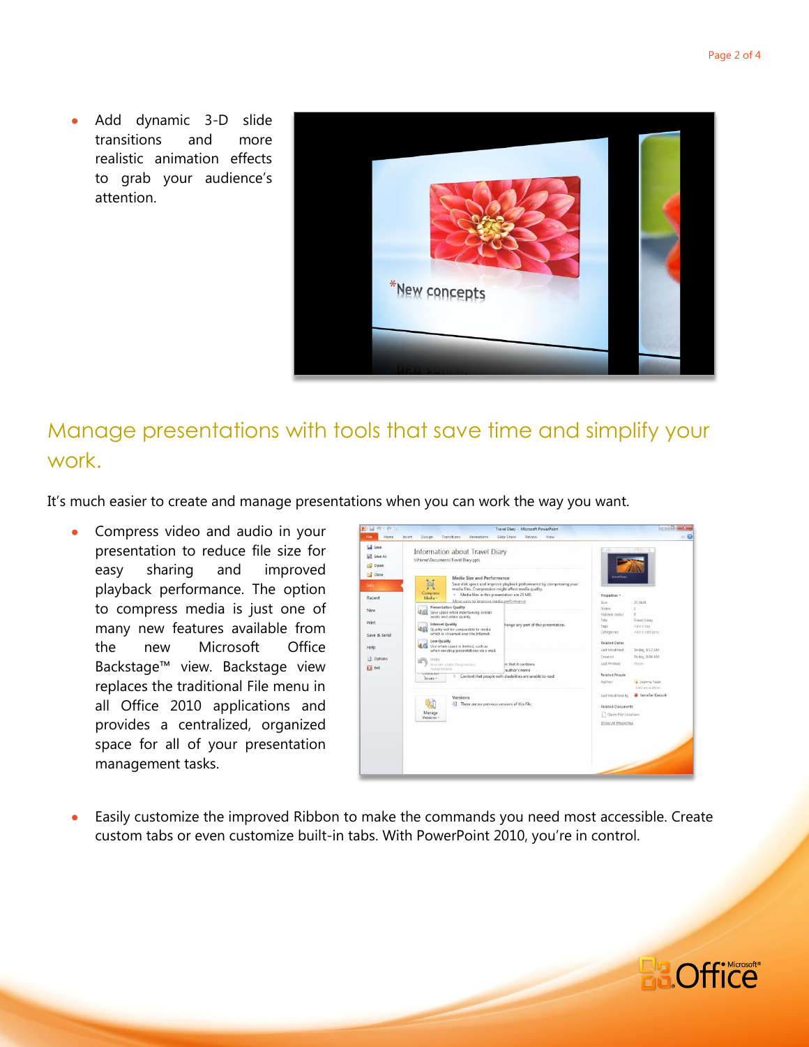- Add dynamic 3-D slide transitions and more realistic animation effects to grab your audience's attention.

## Manage presentations with tools that save time and simplify your work.

It's much easier to create and manage presentations when you can work the way you want.

- Compress video and audio in your presentation to reduce file size for easy sharing and improved playback performance. The option to compress media is just one of many new features available from the new Microsoft Office Backstage™ view. Backstage view replaces the traditional File menu in all Office 2010 applications and provides a centralized, organized space for all of your presentation management tasks.

- Easily customize the improved Ribbon to make the commands you need most accessible. Create custom tabs or even customize built-in tabs. With PowerPoint 2010, you're in control.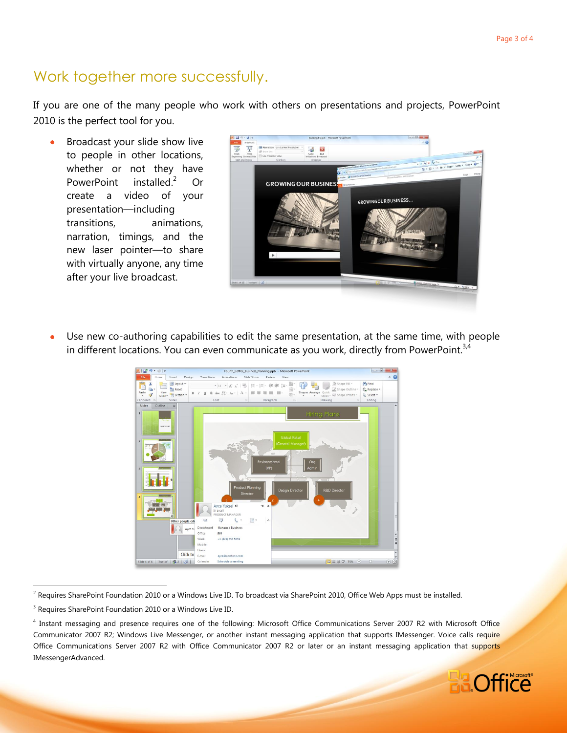# Work together more successfully.

If you are one of the many people who work with others on presentations and projects, PowerPoint 2010 is the perfect tool for you.

- Broadcast your slide show live to people in other locations, whether or not they have PowerPoint installed.[2] Or create a video of your presentation—including transitions, animations, narration, timings, and the new laser pointer—to share with virtually anyone, any time after your live broadcast.

- Use new co-authoring capabilities to edit the same presentation, at the same time, with people in different locations. You can even communicate as you work, directly from PowerPoint.[3,4]

---

[2] Requires SharePoint Foundation 2010 or a Windows Live ID. To broadcast via SharePoint 2010, Office Web Apps must be installed.

[3] Requires SharePoint Foundation 2010 or a Windows Live ID.

[4] Instant messaging and presence requires one of the following: Microsoft Office Communications Server 2007 R2 with Microsoft Office Communicator 2007 R2; Windows Live Messenger, or another instant messaging application that supports IMessenger. Voice calls require Office Communications Server 2007 R2 with Office Communicator 2007 R2 or later or an instant messaging application that supports IMessengerAdvanced.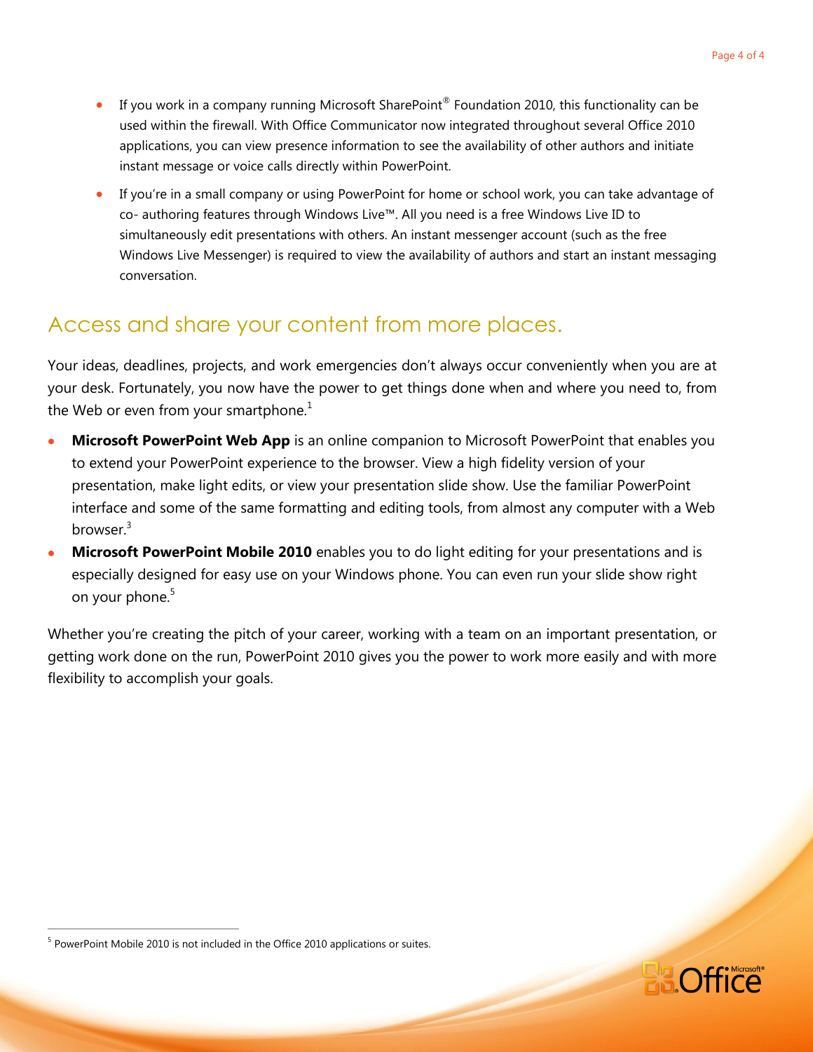- If you work in a company running Microsoft SharePoint® Foundation 2010, this functionality can be used within the firewall. With Office Communicator now integrated throughout several Office 2010 applications, you can view presence information to see the availability of other authors and initiate instant message or voice calls directly within PowerPoint.
- If you're in a small company or using PowerPoint for home or school work, you can take advantage of co- authoring features through Windows Live™. All you need is a free Windows Live ID to simultaneously edit presentations with others. An instant messenger account (such as the free Windows Live Messenger) is required to view the availability of authors and start an instant messaging conversation.

## Access and share your content from more places.

Your ideas, deadlines, projects, and work emergencies don't always occur conveniently when you are at your desk. Fortunately, you now have the power to get things done when and where you need to, from the Web or even from your smartphone.[1]

- **Microsoft PowerPoint Web App** is an online companion to Microsoft PowerPoint that enables you to extend your PowerPoint experience to the browser. View a high fidelity version of your presentation, make light edits, or view your presentation slide show. Use the familiar PowerPoint interface and some of the same formatting and editing tools, from almost any computer with a Web browser.[3]
- **Microsoft PowerPoint Mobile 2010** enables you to do light editing for your presentations and is especially designed for easy use on your Windows phone. You can even run your slide show right on your phone.[5]

Whether you're creating the pitch of your career, working with a team on an important presentation, or getting work done on the run, PowerPoint 2010 gives you the power to work more easily and with more flexibility to accomplish your goals.

[5] PowerPoint Mobile 2010 is not included in the Office 2010 applications or suites.